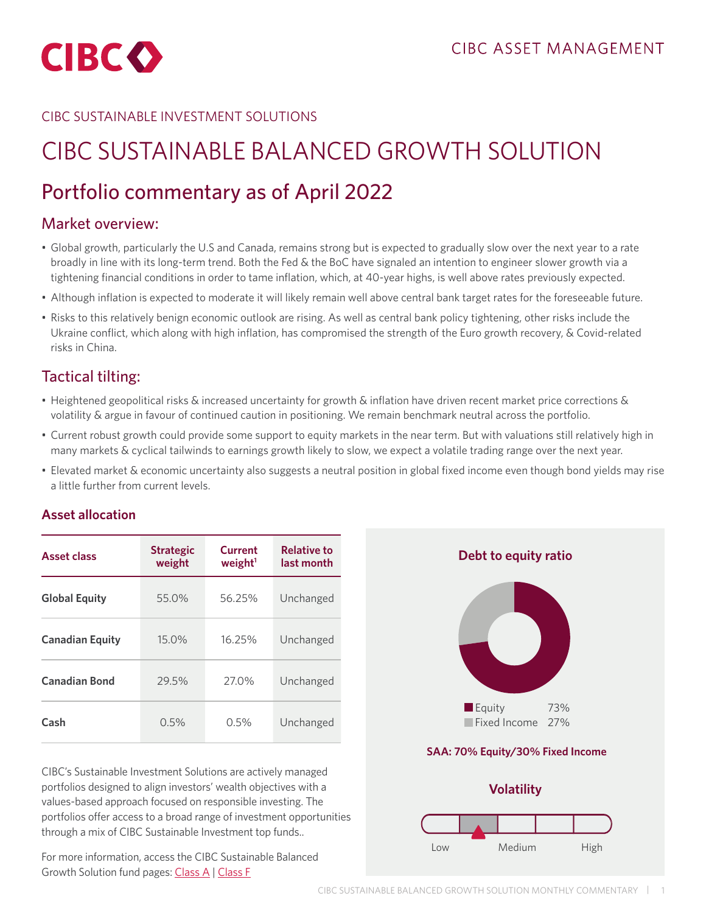CIBC ASSET MANAGEMENT

CIBC SUSTAINABLE INVESTMENT SOLUTIONS

# CIBC SUSTAINABLE BALANCED GROWTH SOLUTION

## Portfolio commentary as of April 2022

### Market overview:

- Global growth, particularly the U.S and Canada, remains strong but is expected to gradually slow over the next year to a rate broadly in line with its long-term trend. Both the Fed & the BoC have signaled an intention to engineer slower growth via a tightening financial conditions in order to tame inflation, which, at 40-year highs, is well above rates previously expected.
- Although inflation is expected to moderate it will likely remain well above central bank target rates for the foreseeable future.
- Risks to this relatively benign economic outlook are rising. As well as central bank policy tightening, other risks include the Ukraine conflict, which along with high inflation, has compromised the strength of the Euro growth recovery, & Covid-related risks in China.

### Tactical tilting:

- Heightened geopolitical risks & increased uncertainty for growth & inflation have driven recent market price corrections & volatility & argue in favour of continued caution in positioning. We remain benchmark neutral across the portfolio.
- Current robust growth could provide some support to equity markets in the near term. But with valuations still relatively high in many markets & cyclical tailwinds to earnings growth likely to slow, we expect a volatile trading range over the next year.
- Elevated market & economic uncertainty also suggests a neutral position in global fixed income even though bond yields may rise a little further from current levels.

#### Asset allocation

| Asset class | Strategic weight | Current weight[1] | Relative to last month |
|---|---|---|---|
| Global Equity | 55.0% | 56.25% | Unchanged |
| Canadian Equity | 15.0% | 16.25% | Unchanged |
| Canadian Bond | 29.5% | 27.0% | Unchanged |
| Cash | 0.5% | 0.5% | Unchanged |

CIBC's Sustainable Investment Solutions are actively managed portfolios designed to align investors' wealth objectives with a values-based approach focused on responsible investing. The portfolios offer access to a broad range of investment opportunities through a mix of CIBC Sustainable Investment top funds..

For more information, access the CIBC Sustainable Balanced Growth Solution fund pages: Class A | Class F

**Debt to equity ratio**

| | |
|---|---|
| Equity | 73% |
| Fixed Income | 27% |

**SAA: 70% Equity/30% Fixed Income**

**Volatility**

Low — Medium — High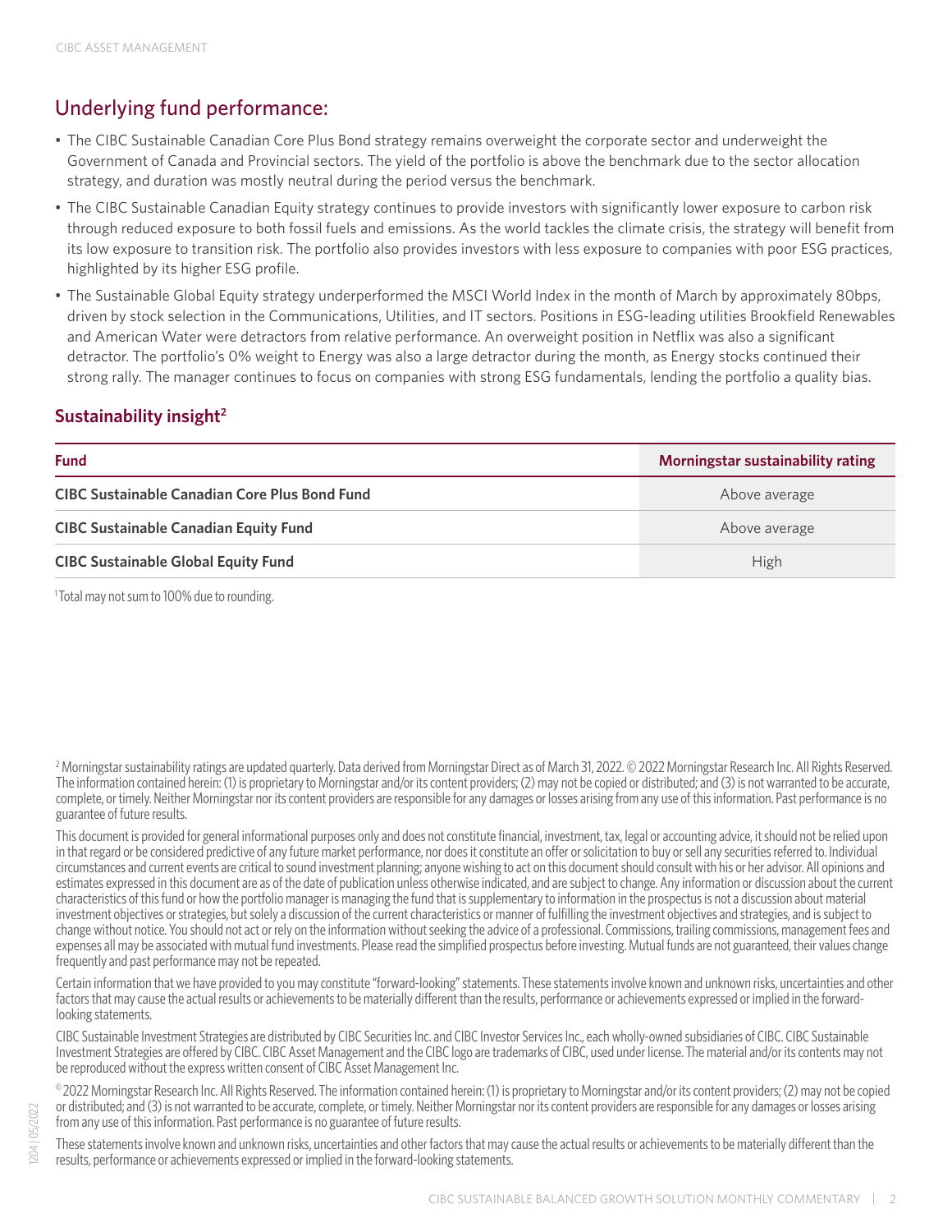## Underlying fund performance:

- The CIBC Sustainable Canadian Core Plus Bond strategy remains overweight the corporate sector and underweight the Government of Canada and Provincial sectors. The yield of the portfolio is above the benchmark due to the sector allocation strategy, and duration was mostly neutral during the period versus the benchmark.
- The CIBC Sustainable Canadian Equity strategy continues to provide investors with significantly lower exposure to carbon risk through reduced exposure to both fossil fuels and emissions. As the world tackles the climate crisis, the strategy will benefit from its low exposure to transition risk. The portfolio also provides investors with less exposure to companies with poor ESG practices, highlighted by its higher ESG profile.
- The Sustainable Global Equity strategy underperformed the MSCI World Index in the month of March by approximately 80bps, driven by stock selection in the Communications, Utilities, and IT sectors. Positions in ESG-leading utilities Brookfield Renewables and American Water were detractors from relative performance. An overweight position in Netflix was also a significant detractor. The portfolio's 0% weight to Energy was also a large detractor during the month, as Energy stocks continued their strong rally. The manager continues to focus on companies with strong ESG fundamentals, lending the portfolio a quality bias.

### Sustainability insight[2]

| Fund | Morningstar sustainability rating |
|---|---|
| **CIBC Sustainable Canadian Core Plus Bond Fund** | Above average |
| **CIBC Sustainable Canadian Equity Fund** | Above average |
| **CIBC Sustainable Global Equity Fund** | High |

[1] Total may not sum to 100% due to rounding.

[2] Morningstar sustainability ratings are updated quarterly. Data derived from Morningstar Direct as of March 31, 2022. © 2022 Morningstar Research Inc. All Rights Reserved. The information contained herein: (1) is proprietary to Morningstar and/or its content providers; (2) may not be copied or distributed; and (3) is not warranted to be accurate, complete, or timely. Neither Morningstar nor its content providers are responsible for any damages or losses arising from any use of this information. Past performance is no guarantee of future results.

This document is provided for general informational purposes only and does not constitute financial, investment, tax, legal or accounting advice, it should not be relied upon in that regard or be considered predictive of any future market performance, nor does it constitute an offer or solicitation to buy or sell any securities referred to. Individual circumstances and current events are critical to sound investment planning; anyone wishing to act on this document should consult with his or her advisor. All opinions and estimates expressed in this document are as of the date of publication unless otherwise indicated, and are subject to change. Any information or discussion about the current characteristics of this fund or how the portfolio manager is managing the fund that is supplementary to information in the prospectus is not a discussion about material investment objectives or strategies, but solely a discussion of the current characteristics or manner of fulfilling the investment objectives and strategies, and is subject to change without notice. You should not act or rely on the information without seeking the advice of a professional. Commissions, trailing commissions, management fees and expenses all may be associated with mutual fund investments. Please read the simplified prospectus before investing. Mutual funds are not guaranteed, their values change frequently and past performance may not be repeated.

Certain information that we have provided to you may constitute "forward-looking" statements. These statements involve known and unknown risks, uncertainties and other factors that may cause the actual results or achievements to be materially different than the results, performance or achievements expressed or implied in the forward-looking statements.

CIBC Sustainable Investment Strategies are distributed by CIBC Securities Inc. and CIBC Investor Services Inc., each wholly-owned subsidiaries of CIBC. CIBC Sustainable Investment Strategies are offered by CIBC. CIBC Asset Management and the CIBC logo are trademarks of CIBC, used under license. The material and/or its contents may not be reproduced without the express written consent of CIBC Asset Management Inc.

© 2022 Morningstar Research Inc. All Rights Reserved. The information contained herein: (1) is proprietary to Morningstar and/or its content providers; (2) may not be copied or distributed; and (3) is not warranted to be accurate, complete, or timely. Neither Morningstar nor its content providers are responsible for any damages or losses arising from any use of this information. Past performance is no guarantee of future results.

These statements involve known and unknown risks, uncertainties and other factors that may cause the actual results or achievements to be materially different than the results, performance or achievements expressed or implied in the forward-looking statements.

1204 | 05/2022